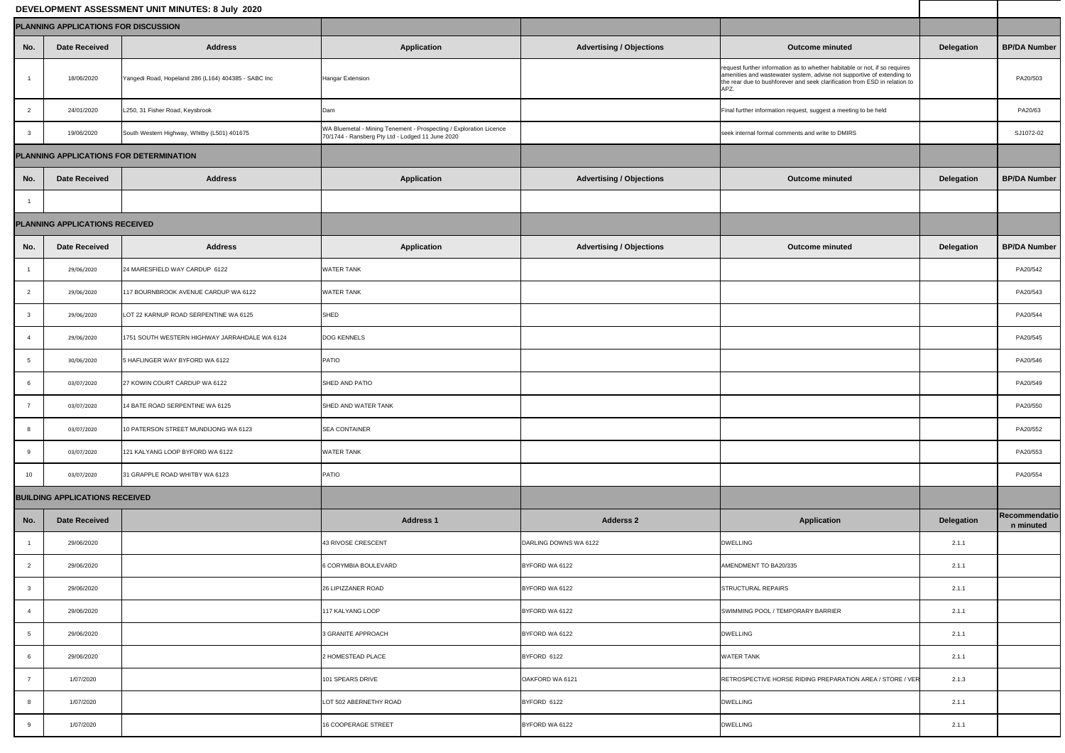# DEVELOPMENT ASSESSMENT UNIT MINUTES: 8 July 2020

## PLANNING APPLICATIONS FOR DISCUSSION

| No. | Date Received | Address | Application | Advertising / Objections | Outcome minuted | Delegation | BP/DA Number |
|---|---|---|---|---|---|---|---|
| 1 | 18/06/2020 | Yangedi Road, Hopeland 286 (L164) 404385 - SABC Inc | Hangar Extension | | request further information as to whether habitable or not, if so requires amenities and wastewater system, advise not supportive of extending to the rear due to bushforever and seek clarification from ESD in relation to APZ. | | PA20/503 |
| 2 | 24/01/2020 | L250, 31 Fisher Road, Keysbrook | Dam | | Final further information request, suggest a meeting to be held | | PA20/63 |
| 3 | 19/06/2020 | South Western Highway, Whitby (L501) 401675 | WA Bluemetal - Mining Tenement - Prospecting / Exploration Licence 70/1744 - Ransberg Pty Ltd - Lodged 11 June 2020 | | seek internal formal comments and write to DMIRS | | SJ1072-02 |

## PLANNING APPLICATIONS FOR DETERMINATION

| No. | Date Received | Address | Application | Advertising / Objections | Outcome minuted | Delegation | BP/DA Number |
|---|---|---|---|---|---|---|---|
| 1 | | | | | | | |

## PLANNING APPLICATIONS RECEIVED

| No. | Date Received | Address | Application | Advertising / Objections | Outcome minuted | Delegation | BP/DA Number |
|---|---|---|---|---|---|---|---|
| 1 | 29/06/2020 | 24 MARESFIELD WAY CARDUP 6122 | WATER TANK | | | | PA20/542 |
| 2 | 29/06/2020 | 117 BOURNBROOK AVENUE CARDUP WA 6122 | WATER TANK | | | | PA20/543 |
| 3 | 29/06/2020 | LOT 22 KARNUP ROAD SERPENTINE WA 6125 | SHED | | | | PA20/544 |
| 4 | 29/06/2020 | 1751 SOUTH WESTERN HIGHWAY JARRAHDALE WA 6124 | DOG KENNELS | | | | PA20/545 |
| 5 | 30/06/2020 | 5 HAFLINGER WAY BYFORD WA 6122 | PATIO | | | | PA20/546 |
| 6 | 03/07/2020 | 27 KOWIN COURT CARDUP WA 6122 | SHED AND PATIO | | | | PA20/549 |
| 7 | 03/07/2020 | 14 BATE ROAD SERPENTINE WA 6125 | SHED AND WATER TANK | | | | PA20/550 |
| 8 | 03/07/2020 | 10 PATERSON STREET MUNDIJONG WA 6123 | SEA CONTAINER | | | | PA20/552 |
| 9 | 03/07/2020 | 121 KALYANG LOOP BYFORD WA 6122 | WATER TANK | | | | PA20/553 |
| 10 | 03/07/2020 | 31 GRAPPLE ROAD WHITBY WA 6123 | PATIO | | | | PA20/554 |

## BUILDING APPLICATIONS RECEIVED

| No. | Date Received | | Address 1 | Adderss 2 | Application | Delegation | Recommendation minuted |
|---|---|---|---|---|---|---|---|
| 1 | 29/06/2020 | | 43 RIVOSE CRESCENT | DARLING DOWNS WA 6122 | DWELLING | 2.1.1 | |
| 2 | 29/06/2020 | | 6 CORYMBIA BOULEVARD | BYFORD WA 6122 | AMENDMENT TO BA20/335 | 2.1.1 | |
| 3 | 29/06/2020 | | 26 LIPIZZANER ROAD | BYFORD WA 6122 | STRUCTURAL REPAIRS | 2.1.1 | |
| 4 | 29/06/2020 | | 117 KALYANG LOOP | BYFORD WA 6122 | SWIMMING POOL / TEMPORARY BARRIER | 2.1.1 | |
| 5 | 29/06/2020 | | 3 GRANITE APPROACH | BYFORD WA 6122 | DWELLING | 2.1.1 | |
| 6 | 29/06/2020 | | 2 HOMESTEAD PLACE | BYFORD 6122 | WATER TANK | 2.1.1 | |
| 7 | 1/07/2020 | | 101 SPEARS DRIVE | OAKFORD WA 6121 | RETROSPECTIVE HORSE RIDING PREPARATION AREA / STORE / VER | 2.1.3 | |
| 8 | 1/07/2020 | | LOT 502 ABERNETHY ROAD | BYFORD 6122 | DWELLING | 2.1.1 | |
| 9 | 1/07/2020 | | 16 COOPERAGE STREET | BYFORD WA 6122 | DWELLING | 2.1.1 | |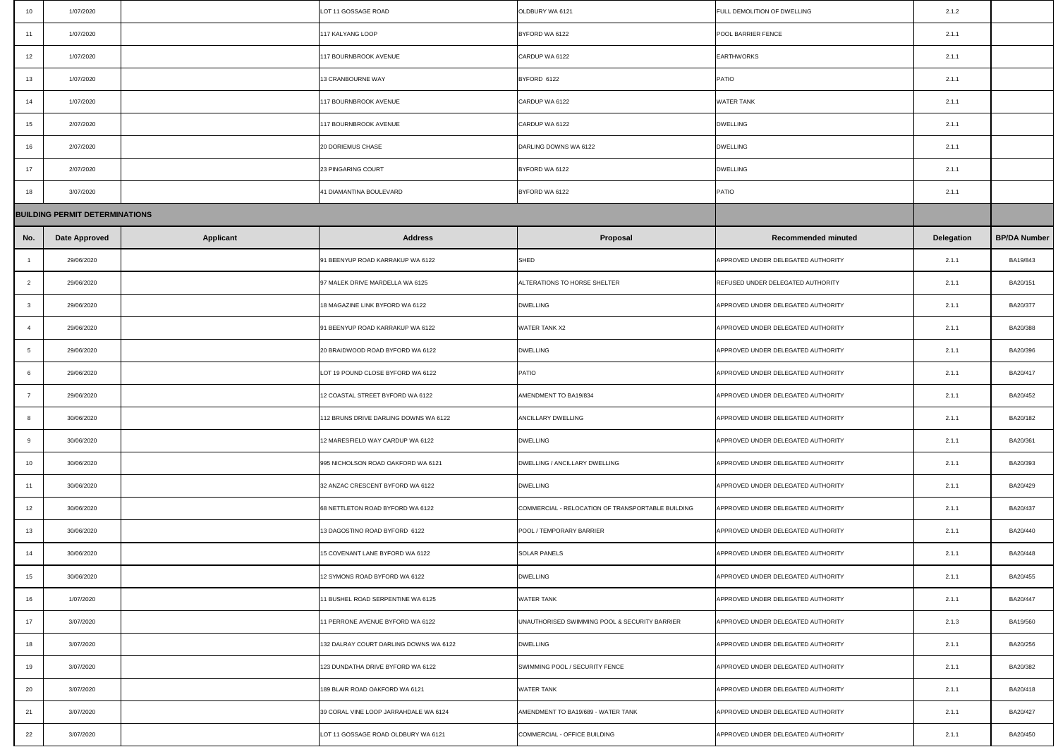| 10 | 1/07/2020 | | LOT 11 GOSSAGE ROAD | OLDBURY WA 6121 | FULL DEMOLITION OF DWELLING | 2.1.2 | |
|---|---|---|---|---|---|---|---|
| 11 | 1/07/2020 | | 117 KALYANG LOOP | BYFORD WA 6122 | POOL BARRIER FENCE | 2.1.1 | |
| 12 | 1/07/2020 | | 117 BOURNBROOK AVENUE | CARDUP WA 6122 | EARTHWORKS | 2.1.1 | |
| 13 | 1/07/2020 | | 13 CRANBOURNE WAY | BYFORD 6122 | PATIO | 2.1.1 | |
| 14 | 1/07/2020 | | 117 BOURNBROOK AVENUE | CARDUP WA 6122 | WATER TANK | 2.1.1 | |
| 15 | 2/07/2020 | | 117 BOURNBROOK AVENUE | CARDUP WA 6122 | DWELLING | 2.1.1 | |
| 16 | 2/07/2020 | | 20 DORIEMUS CHASE | DARLING DOWNS WA 6122 | DWELLING | 2.1.1 | |
| 17 | 2/07/2020 | | 23 PINGARING COURT | BYFORD WA 6122 | DWELLING | 2.1.1 | |
| 18 | 3/07/2020 | | 41 DIAMANTINA BOULEVARD | BYFORD WA 6122 | PATIO | 2.1.1 | |

**BUILDING PERMIT DETERMINATIONS**

| No. | Date Approved | Applicant | Address | Proposal | Recommended minuted | Delegation | BP/DA Number |
|---|---|---|---|---|---|---|---|
| 1 | 29/06/2020 | | 91 BEENYUP ROAD KARRAKUP WA 6122 | SHED | APPROVED UNDER DELEGATED AUTHORITY | 2.1.1 | BA19/843 |
| 2 | 29/06/2020 | | 97 MALEK DRIVE MARDELLA WA 6125 | ALTERATIONS TO HORSE SHELTER | REFUSED UNDER DELEGATED AUTHORITY | 2.1.1 | BA20/151 |
| 3 | 29/06/2020 | | 18 MAGAZINE LINK BYFORD WA 6122 | DWELLING | APPROVED UNDER DELEGATED AUTHORITY | 2.1.1 | BA20/377 |
| 4 | 29/06/2020 | | 91 BEENYUP ROAD KARRAKUP WA 6122 | WATER TANK X2 | APPROVED UNDER DELEGATED AUTHORITY | 2.1.1 | BA20/388 |
| 5 | 29/06/2020 | | 20 BRAIDWOOD ROAD BYFORD WA 6122 | DWELLING | APPROVED UNDER DELEGATED AUTHORITY | 2.1.1 | BA20/396 |
| 6 | 29/06/2020 | | LOT 19 POUND CLOSE BYFORD WA 6122 | PATIO | APPROVED UNDER DELEGATED AUTHORITY | 2.1.1 | BA20/417 |
| 7 | 29/06/2020 | | 12 COASTAL STREET BYFORD WA 6122 | AMENDMENT TO BA19/834 | APPROVED UNDER DELEGATED AUTHORITY | 2.1.1 | BA20/452 |
| 8 | 30/06/2020 | | 112 BRUNS DRIVE DARLING DOWNS WA 6122 | ANCILLARY DWELLING | APPROVED UNDER DELEGATED AUTHORITY | 2.1.1 | BA20/182 |
| 9 | 30/06/2020 | | 12 MARESFIELD WAY CARDUP WA 6122 | DWELLING | APPROVED UNDER DELEGATED AUTHORITY | 2.1.1 | BA20/361 |
| 10 | 30/06/2020 | | 995 NICHOLSON ROAD OAKFORD WA 6121 | DWELLING / ANCILLARY DWELLING | APPROVED UNDER DELEGATED AUTHORITY | 2.1.1 | BA20/393 |
| 11 | 30/06/2020 | | 32 ANZAC CRESCENT BYFORD WA 6122 | DWELLING | APPROVED UNDER DELEGATED AUTHORITY | 2.1.1 | BA20/429 |
| 12 | 30/06/2020 | | 68 NETTLETON ROAD BYFORD WA 6122 | COMMERCIAL - RELOCATION OF TRANSPORTABLE BUILDING | APPROVED UNDER DELEGATED AUTHORITY | 2.1.1 | BA20/437 |
| 13 | 30/06/2020 | | 13 DAGOSTINO ROAD BYFORD 6122 | POOL / TEMPORARY BARRIER | APPROVED UNDER DELEGATED AUTHORITY | 2.1.1 | BA20/440 |
| 14 | 30/06/2020 | | 15 COVENANT LANE BYFORD WA 6122 | SOLAR PANELS | APPROVED UNDER DELEGATED AUTHORITY | 2.1.1 | BA20/448 |
| 15 | 30/06/2020 | | 12 SYMONS ROAD BYFORD WA 6122 | DWELLING | APPROVED UNDER DELEGATED AUTHORITY | 2.1.1 | BA20/455 |
| 16 | 1/07/2020 | | 11 BUSHEL ROAD SERPENTINE WA 6125 | WATER TANK | APPROVED UNDER DELEGATED AUTHORITY | 2.1.1 | BA20/447 |
| 17 | 3/07/2020 | | 11 PERRONE AVENUE BYFORD WA 6122 | UNAUTHORISED SWIMMING POOL & SECURITY BARRIER | APPROVED UNDER DELEGATED AUTHORITY | 2.1.3 | BA19/560 |
| 18 | 3/07/2020 | | 132 DALRAY COURT DARLING DOWNS WA 6122 | DWELLING | APPROVED UNDER DELEGATED AUTHORITY | 2.1.1 | BA20/256 |
| 19 | 3/07/2020 | | 123 DUNDATHA DRIVE BYFORD WA 6122 | SWIMMING POOL / SECURITY FENCE | APPROVED UNDER DELEGATED AUTHORITY | 2.1.1 | BA20/382 |
| 20 | 3/07/2020 | | 189 BLAIR ROAD OAKFORD WA 6121 | WATER TANK | APPROVED UNDER DELEGATED AUTHORITY | 2.1.1 | BA20/418 |
| 21 | 3/07/2020 | | 39 CORAL VINE LOOP JARRAHDALE WA 6124 | AMENDMENT TO BA19/689 - WATER TANK | APPROVED UNDER DELEGATED AUTHORITY | 2.1.1 | BA20/427 |
| 22 | 3/07/2020 | | LOT 11 GOSSAGE ROAD OLDBURY WA 6121 | COMMERCIAL - OFFICE BUILDING | APPROVED UNDER DELEGATED AUTHORITY | 2.1.1 | BA20/450 |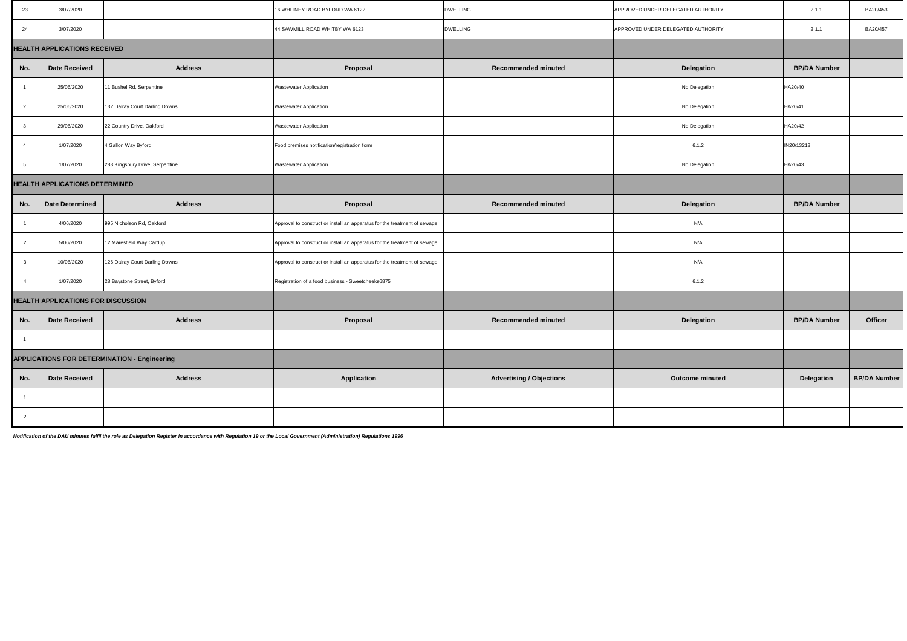| | | | | | | | |
|---|---|---|---|---|---|---|---|
| 23 | 3/07/2020 | | 16 WHITNEY ROAD BYFORD WA 6122 | DWELLING | APPROVED UNDER DELEGATED AUTHORITY | 2.1.1 | BA20/453 |
| 24 | 3/07/2020 | | 44 SAWMILL ROAD WHITBY WA 6123 | DWELLING | APPROVED UNDER DELEGATED AUTHORITY | 2.1.1 | BA20/457 |

**HEALTH APPLICATIONS RECEIVED**

| No. | Date Received | Address | Proposal | Recommended minuted | Delegation | BP/DA Number | |
|---|---|---|---|---|---|---|---|
| 1 | 25/06/2020 | 11 Bushel Rd, Serpentine | Wastewater Application | | No Delegation | HA20/40 | |
| 2 | 25/06/2020 | 132 Dalray Court Darling Downs | Wastewater Application | | No Delegation | HA20/41 | |
| 3 | 29/06/2020 | 22 Country Drive, Oakford | Wastewater Application | | No Delegation | HA20/42 | |
| 4 | 1/07/2020 | 4 Gallon Way Byford | Food premises notification/registration form | | 6.1.2 | IN20/13213 | |
| 5 | 1/07/2020 | 283 Kingsbury Drive, Serpentine | Wastewater Application | | No Delegation | HA20/43 | |

**HEALTH APPLICATIONS DETERMINED**

| No. | Date Determined | Address | Proposal | Recommended minuted | Delegation | BP/DA Number | |
|---|---|---|---|---|---|---|---|
| 1 | 4/06/2020 | 995 Nicholson Rd, Oakford | Approval to construct or install an apparatus for the treatment of sewage | | N/A | | |
| 2 | 5/06/2020 | 12 Maresfield Way Cardup | Approval to construct or install an apparatus for the treatment of sewage | | N/A | | |
| 3 | 10/06/2020 | 126 Dalray Court Darling Downs | Approval to construct or install an apparatus for the treatment of sewage | | N/A | | |
| 4 | 1/07/2020 | 28 Baystone Street, Byford | Registration of a food business - Sweetcheeks6875 | | 6.1.2 | | |

**HEALTH APPLICATIONS FOR DISCUSSION**

| No. | Date Received | Address | Proposal | Recommended minuted | Delegation | BP/DA Number | Officer |
|---|---|---|---|---|---|---|---|
| 1 | | | | | | | |

**APPLICATIONS FOR DETERMINATION - Engineering**

| No. | Date Received | Address | Application | Advertising / Objections | Outcome minuted | Delegation | BP/DA Number |
|---|---|---|---|---|---|---|---|
| 1 | | | | | | | |
| 2 | | | | | | | |

***Notification of the DAU minutes fulfil the role as Delegation Register in accordance with Regulation 19 or the Local Government (Administration) Regulations 1996***